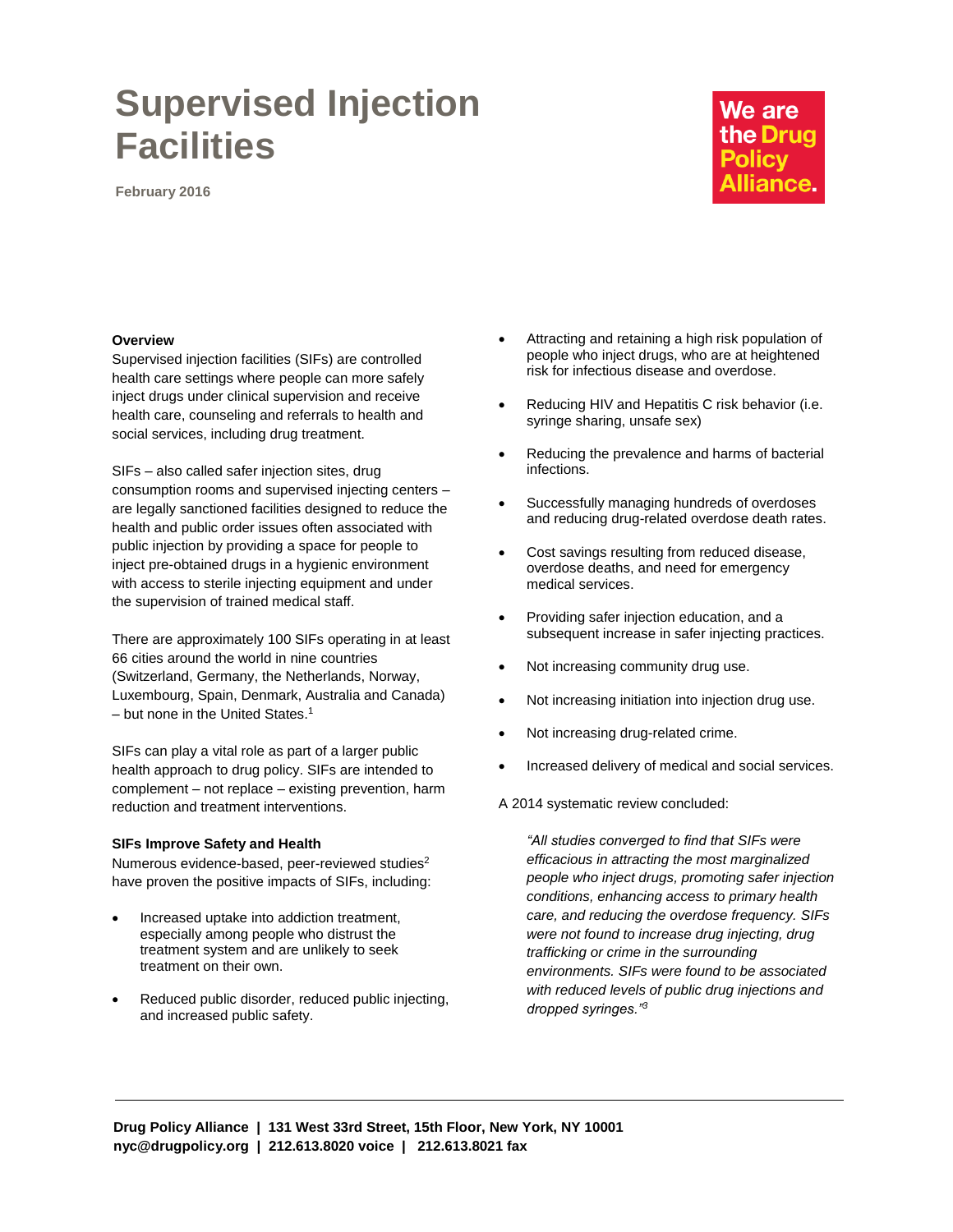# Supervised Injection Facilities

February 2016

We are the Drug Policy Alliance.

**Overview**

Supervised injection facilities (SIFs) are controlled health care settings where people can more safely inject drugs under clinical supervision and receive health care, counseling and referrals to health and social services, including drug treatment.

SIFs – also called safer injection sites, drug consumption rooms and supervised injecting centers – are legally sanctioned facilities designed to reduce the health and public order issues often associated with public injection by providing a space for people to inject pre-obtained drugs in a hygienic environment with access to sterile injecting equipment and under the supervision of trained medical staff.

There are approximately 100 SIFs operating in at least 66 cities around the world in nine countries (Switzerland, Germany, the Netherlands, Norway, Luxembourg, Spain, Denmark, Australia and Canada) – but none in the United States.[1]

SIFs can play a vital role as part of a larger public health approach to drug policy. SIFs are intended to complement – not replace – existing prevention, harm reduction and treatment interventions.

**SIFs Improve Safety and Health**

Numerous evidence-based, peer-reviewed studies[2] have proven the positive impacts of SIFs, including:

- Increased uptake into addiction treatment, especially among people who distrust the treatment system and are unlikely to seek treatment on their own.
- Reduced public disorder, reduced public injecting, and increased public safety.
- Attracting and retaining a high risk population of people who inject drugs, who are at heightened risk for infectious disease and overdose.
- Reducing HIV and Hepatitis C risk behavior (i.e. syringe sharing, unsafe sex)
- Reducing the prevalence and harms of bacterial infections.
- Successfully managing hundreds of overdoses and reducing drug-related overdose death rates.
- Cost savings resulting from reduced disease, overdose deaths, and need for emergency medical services.
- Providing safer injection education, and a subsequent increase in safer injecting practices.
- Not increasing community drug use.
- Not increasing initiation into injection drug use.
- Not increasing drug-related crime.
- Increased delivery of medical and social services.

A 2014 systematic review concluded:

> *"All studies converged to find that SIFs were efficacious in attracting the most marginalized people who inject drugs, promoting safer injection conditions, enhancing access to primary health care, and reducing the overdose frequency. SIFs were not found to increase drug injecting, drug trafficking or crime in the surrounding environments. SIFs were found to be associated with reduced levels of public drug injections and dropped syringes."*[3]

**Drug Policy Alliance | 131 West 33rd Street, 15th Floor, New York, NY 10001**
**nyc@drugpolicy.org | 212.613.8020 voice | 212.613.8021 fax**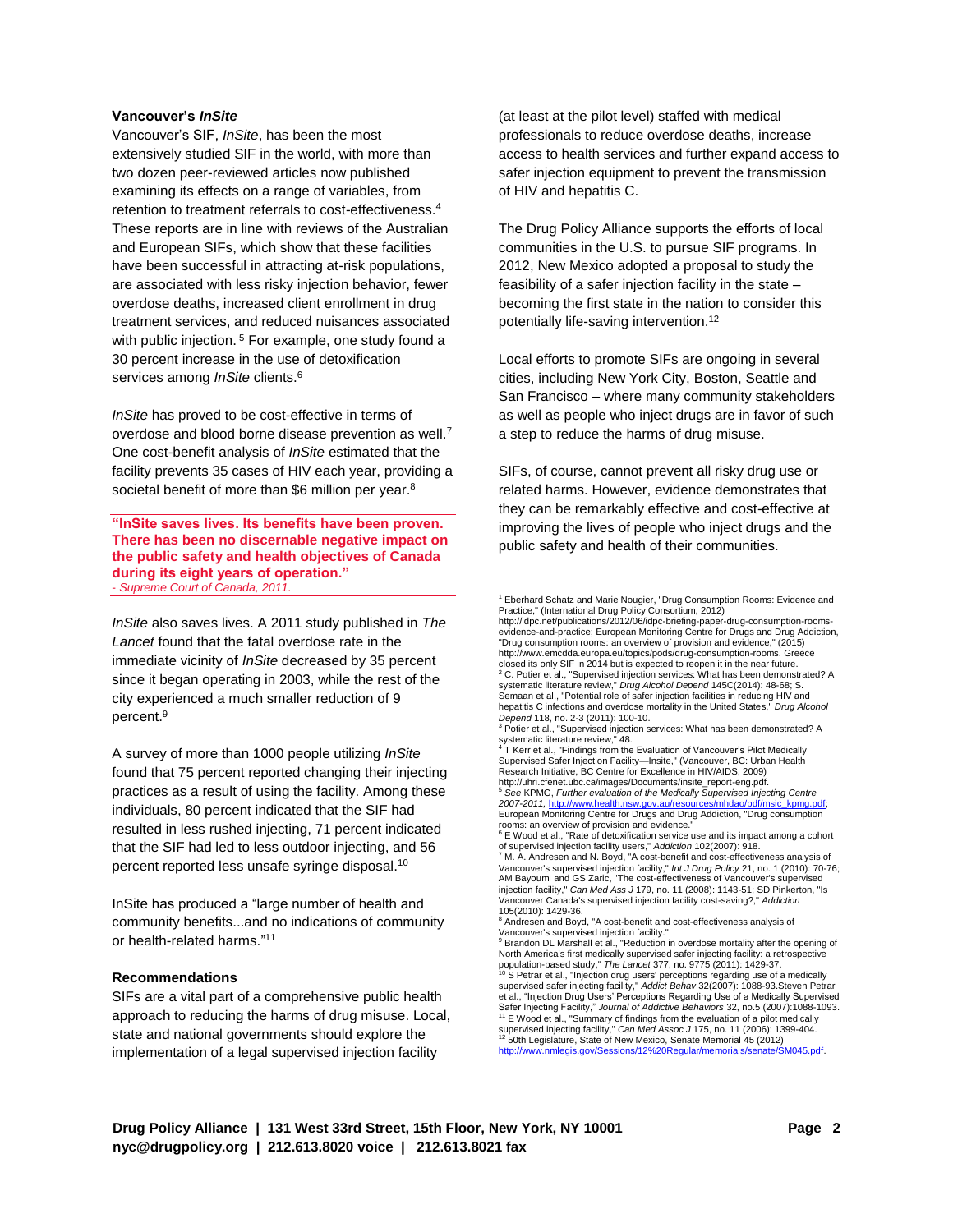**Vancouver's *InSite***

Vancouver's SIF, *InSite*, has been the most extensively studied SIF in the world, with more than two dozen peer-reviewed articles now published examining its effects on a range of variables, from retention to treatment referrals to cost-effectiveness.[4] These reports are in line with reviews of the Australian and European SIFs, which show that these facilities have been successful in attracting at-risk populations, are associated with less risky injection behavior, fewer overdose deaths, increased client enrollment in drug treatment services, and reduced nuisances associated with public injection.[5] For example, one study found a 30 percent increase in the use of detoxification services among *InSite* clients.[6]

*InSite* has proved to be cost-effective in terms of overdose and blood borne disease prevention as well.[7] One cost-benefit analysis of *InSite* estimated that the facility prevents 35 cases of HIV each year, providing a societal benefit of more than $6 million per year.[8]

> **"InSite saves lives. Its benefits have been proven. There has been no discernable negative impact on the public safety and health objectives of Canada during its eight years of operation."**
> *- Supreme Court of Canada, 2011.*

*InSite* also saves lives. A 2011 study published in *The Lancet* found that the fatal overdose rate in the immediate vicinity of *InSite* decreased by 35 percent since it began operating in 2003, while the rest of the city experienced a much smaller reduction of 9 percent.[9]

A survey of more than 1000 people utilizing *InSite* found that 75 percent reported changing their injecting practices as a result of using the facility. Among these individuals, 80 percent indicated that the SIF had resulted in less rushed injecting, 71 percent indicated that the SIF had led to less outdoor injecting, and 56 percent reported less unsafe syringe disposal.[10]

InSite has produced a "large number of health and community benefits...and no indications of community or health-related harms."[11]

**Recommendations**

SIFs are a vital part of a comprehensive public health approach to reducing the harms of drug misuse. Local, state and national governments should explore the implementation of a legal supervised injection facility (at least at the pilot level) staffed with medical professionals to reduce overdose deaths, increase access to health services and further expand access to safer injection equipment to prevent the transmission of HIV and hepatitis C.

The Drug Policy Alliance supports the efforts of local communities in the U.S. to pursue SIF programs. In 2012, New Mexico adopted a proposal to study the feasibility of a safer injection facility in the state – becoming the first state in the nation to consider this potentially life-saving intervention.[12]

Local efforts to promote SIFs are ongoing in several cities, including New York City, Boston, Seattle and San Francisco – where many community stakeholders as well as people who inject drugs are in favor of such a step to reduce the harms of drug misuse.

SIFs, of course, cannot prevent all risky drug use or related harms. However, evidence demonstrates that they can be remarkably effective and cost-effective at improving the lives of people who inject drugs and the public safety and health of their communities.

---

[1] Eberhard Schatz and Marie Nougier, "Drug Consumption Rooms: Evidence and Practice," (International Drug Policy Consortium, 2012) http://idpc.net/publications/2012/06/idpc-briefing-paper-drug-consumption-rooms-evidence-and-practice; European Monitoring Centre for Drugs and Drug Addiction, "Drug consumption rooms: an overview of provision and evidence," (2015) http://www.emcdda.europa.eu/topics/pods/drug-consumption-rooms. Greece closed its only SIF in 2014 but is expected to reopen it in the near future.

[2] C. Potier et al., "Supervised injection services: What has been demonstrated? A systematic literature review," *Drug Alcohol Depend* 145C(2014): 48-68; S. Semaan et al., "Potential role of safer injection facilities in reducing HIV and hepatitis C infections and overdose mortality in the United States," *Drug Alcohol Depend* 118, no. 2-3 (2011): 100-10.

[3] Potier et al., "Supervised injection services: What has been demonstrated? A systematic literature review," 48.

[4] T Kerr et al., "Findings from the Evaluation of Vancouver's Pilot Medically Supervised Safer Injection Facility—Insite," (Vancouver, BC: Urban Health Research Initiative, BC Centre for Excellence in HIV/AIDS, 2009) http://uhri.cfenet.ubc.ca/images/Documents/insite_report-eng.pdf.

[5] *See* KPMG, *Further evaluation of the Medically Supervised Injecting Centre 2007-2011*, http://www.health.nsw.gov.au/resources/mhdao/pdf/msic_kpmg.pdf; European Monitoring Centre for Drugs and Drug Addiction, "Drug consumption rooms: an overview of provision and evidence."

[6] E Wood et al., "Rate of detoxification service use and its impact among a cohort of supervised injection facility users," *Addiction* 102(2007): 918.

[7] M. A. Andresen and N. Boyd, "A cost-benefit and cost-effectiveness analysis of Vancouver's supervised injection facility," *Int J Drug Policy* 21, no. 1 (2010): 70-76; AM Bayoumi and GS Zaric, "The cost-effectiveness of Vancouver's supervised injection facility," *Can Med Ass J* 179, no. 11 (2008): 1143-51; SD Pinkerton, "Is Vancouver Canada's supervised injection facility cost-saving?," *Addiction* 105(2010): 1429-36.

[8] Andresen and Boyd, "A cost-benefit and cost-effectiveness analysis of Vancouver's supervised injection facility."

[9] Brandon DL Marshall et al., "Reduction in overdose mortality after the opening of North America's first medically supervised safer injecting facility: a retrospective population-based study," *The Lancet* 377, no. 9775 (2011): 1429-37.

[10] S Petrar et al., "Injection drug users' perceptions regarding use of a medically supervised safer injecting facility," *Addict Behav* 32(2007): 1088-93.Steven Petrar et al., "Injection Drug Users' Perceptions Regarding Use of a Medically Supervised Safer Injecting Facility," *Journal of Addictive Behaviors* 32, no.5 (2007):1088-1093.

[11] E Wood et al., "Summary of findings from the evaluation of a pilot medically supervised injecting facility," *Can Med Assoc J* 175, no. 11 (2006): 1399-404.

[12] 50th Legislature, State of New Mexico, Senate Memorial 45 (2012) http://www.nmlegis.gov/Sessions/12%20Regular/memorials/senate/SM045.pdf.